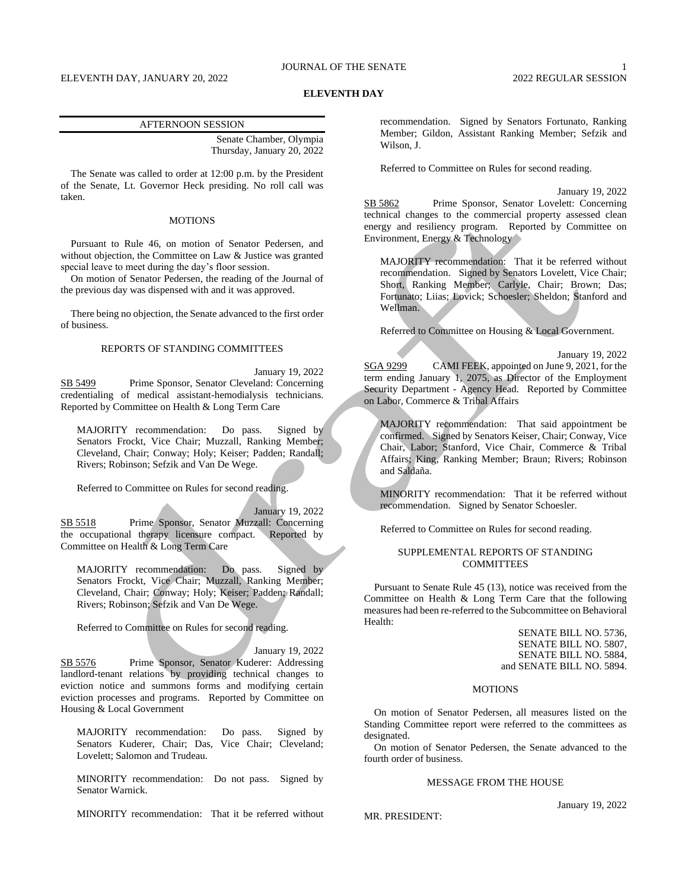## ELEVENTH DAY

### AFTERNOON SESSION

Senate Chamber, Olympia
Thursday, January 20, 2022

The Senate was called to order at 12:00 p.m. by the President of the Senate, Lt. Governor Heck presiding. No roll call was taken.

#### MOTIONS

Pursuant to Rule 46, on motion of Senator Pedersen, and without objection, the Committee on Law & Justice was granted special leave to meet during the day's floor session.

On motion of Senator Pedersen, the reading of the Journal of the previous day was dispensed with and it was approved.

There being no objection, the Senate advanced to the first order of business.

#### REPORTS OF STANDING COMMITTEES

January 19, 2022

SB 5499 Prime Sponsor, Senator Cleveland: Concerning credentialing of medical assistant-hemodialysis technicians. Reported by Committee on Health & Long Term Care

MAJORITY recommendation: Do pass. Signed by Senators Frockt, Vice Chair; Muzzall, Ranking Member; Cleveland, Chair; Conway; Holy; Keiser; Padden; Randall; Rivers; Robinson; Sefzik and Van De Wege.

Referred to Committee on Rules for second reading.

January 19, 2022

SB 5518 Prime Sponsor, Senator Muzzall: Concerning the occupational therapy licensure compact. Reported by Committee on Health & Long Term Care

MAJORITY recommendation: Do pass. Signed by Senators Frockt, Vice Chair; Muzzall, Ranking Member; Cleveland, Chair; Conway; Holy; Keiser; Padden; Randall; Rivers; Robinson; Sefzik and Van De Wege.

Referred to Committee on Rules for second reading.

January 19, 2022

SB 5576 Prime Sponsor, Senator Kuderer: Addressing landlord-tenant relations by providing technical changes to eviction notice and summons forms and modifying certain eviction processes and programs. Reported by Committee on Housing & Local Government

MAJORITY recommendation: Do pass. Signed by Senators Kuderer, Chair; Das, Vice Chair; Cleveland; Lovelett; Salomon and Trudeau.

MINORITY recommendation: Do not pass. Signed by Senator Warnick.

MINORITY recommendation: That it be referred without recommendation. Signed by Senators Fortunato, Ranking Member; Gildon, Assistant Ranking Member; Sefzik and Wilson, J.

Referred to Committee on Rules for second reading.

January 19, 2022

SB 5862 Prime Sponsor, Senator Lovelett: Concerning technical changes to the commercial property assessed clean energy and resiliency program. Reported by Committee on Environment, Energy & Technology

MAJORITY recommendation: That it be referred without recommendation. Signed by Senators Lovelett, Vice Chair; Short, Ranking Member; Carlyle, Chair; Brown; Das; Fortunato; Liias; Lovick; Schoesler; Sheldon; Stanford and Wellman.

Referred to Committee on Housing & Local Government.

January 19, 2022

SGA 9299 CAMI FEEK, appointed on June 9, 2021, for the term ending January 1, 2075, as Director of the Employment Security Department - Agency Head. Reported by Committee on Labor, Commerce & Tribal Affairs

MAJORITY recommendation: That said appointment be confirmed. Signed by Senators Keiser, Chair; Conway, Vice Chair, Labor; Stanford, Vice Chair, Commerce & Tribal Affairs; King, Ranking Member; Braun; Rivers; Robinson and Saldaña.

MINORITY recommendation: That it be referred without recommendation. Signed by Senator Schoesler.

Referred to Committee on Rules for second reading.

#### SUPPLEMENTAL REPORTS OF STANDING COMMITTEES

Pursuant to Senate Rule 45 (13), notice was received from the Committee on Health & Long Term Care that the following measures had been re-referred to the Subcommittee on Behavioral Health:

SENATE BILL NO. 5736,
SENATE BILL NO. 5807,
SENATE BILL NO. 5884,
and SENATE BILL NO. 5894.

#### MOTIONS

On motion of Senator Pedersen, all measures listed on the Standing Committee report were referred to the committees as designated.

On motion of Senator Pedersen, the Senate advanced to the fourth order of business.

#### MESSAGE FROM THE HOUSE

January 19, 2022

MR. PRESIDENT: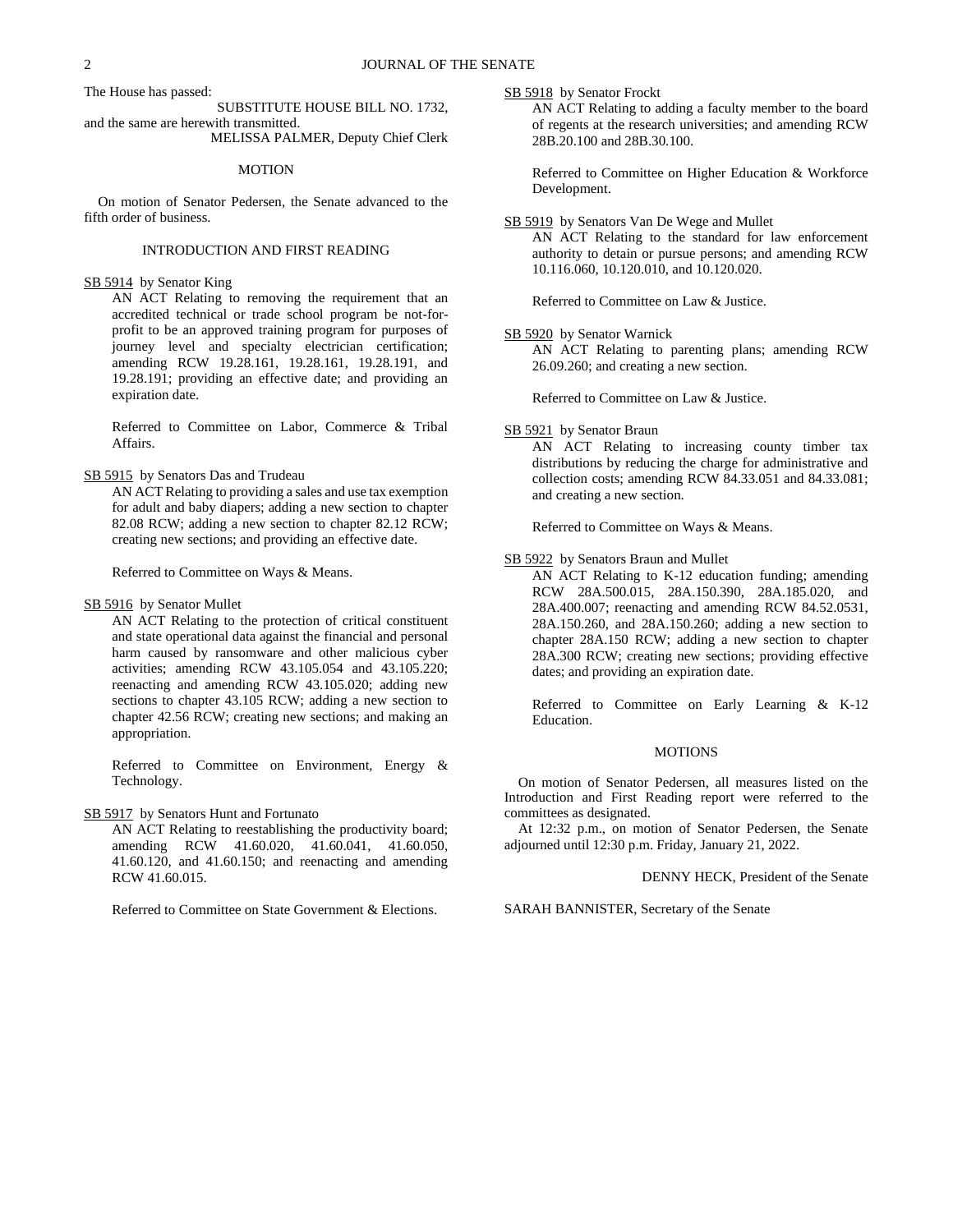The House has passed:

SUBSTITUTE HOUSE BILL NO. 1732,

and the same are herewith transmitted.

MELISSA PALMER, Deputy Chief Clerk

MOTION

On motion of Senator Pedersen, the Senate advanced to the fifth order of business.

INTRODUCTION AND FIRST READING

SB 5914 by Senator King

AN ACT Relating to removing the requirement that an accredited technical or trade school program be not-for-profit to be an approved training program for purposes of journey level and specialty electrician certification; amending RCW 19.28.161, 19.28.161, 19.28.191, and 19.28.191; providing an effective date; and providing an expiration date.

Referred to Committee on Labor, Commerce & Tribal Affairs.

SB 5915 by Senators Das and Trudeau

AN ACT Relating to providing a sales and use tax exemption for adult and baby diapers; adding a new section to chapter 82.08 RCW; adding a new section to chapter 82.12 RCW; creating new sections; and providing an effective date.

Referred to Committee on Ways & Means.

SB 5916 by Senator Mullet

AN ACT Relating to the protection of critical constituent and state operational data against the financial and personal harm caused by ransomware and other malicious cyber activities; amending RCW 43.105.054 and 43.105.220; reenacting and amending RCW 43.105.020; adding new sections to chapter 43.105 RCW; adding a new section to chapter 42.56 RCW; creating new sections; and making an appropriation.

Referred to Committee on Environment, Energy & Technology.

SB 5917 by Senators Hunt and Fortunato

AN ACT Relating to reestablishing the productivity board; amending RCW 41.60.020, 41.60.041, 41.60.050, 41.60.120, and 41.60.150; and reenacting and amending RCW 41.60.015.

Referred to Committee on State Government & Elections.

SB 5918 by Senator Frockt

AN ACT Relating to adding a faculty member to the board of regents at the research universities; and amending RCW 28B.20.100 and 28B.30.100.

Referred to Committee on Higher Education & Workforce Development.

SB 5919 by Senators Van De Wege and Mullet

AN ACT Relating to the standard for law enforcement authority to detain or pursue persons; and amending RCW 10.116.060, 10.120.010, and 10.120.020.

Referred to Committee on Law & Justice.

SB 5920 by Senator Warnick

AN ACT Relating to parenting plans; amending RCW 26.09.260; and creating a new section.

Referred to Committee on Law & Justice.

SB 5921 by Senator Braun

AN ACT Relating to increasing county timber tax distributions by reducing the charge for administrative and collection costs; amending RCW 84.33.051 and 84.33.081; and creating a new section.

Referred to Committee on Ways & Means.

SB 5922 by Senators Braun and Mullet

AN ACT Relating to K-12 education funding; amending RCW 28A.500.015, 28A.150.390, 28A.185.020, and 28A.400.007; reenacting and amending RCW 84.52.0531, 28A.150.260, and 28A.150.260; adding a new section to chapter 28A.150 RCW; adding a new section to chapter 28A.300 RCW; creating new sections; providing effective dates; and providing an expiration date.

Referred to Committee on Early Learning & K-12 Education.

MOTIONS

On motion of Senator Pedersen, all measures listed on the Introduction and First Reading report were referred to the committees as designated.

At 12:32 p.m., on motion of Senator Pedersen, the Senate adjourned until 12:30 p.m. Friday, January 21, 2022.

DENNY HECK, President of the Senate

SARAH BANNISTER, Secretary of the Senate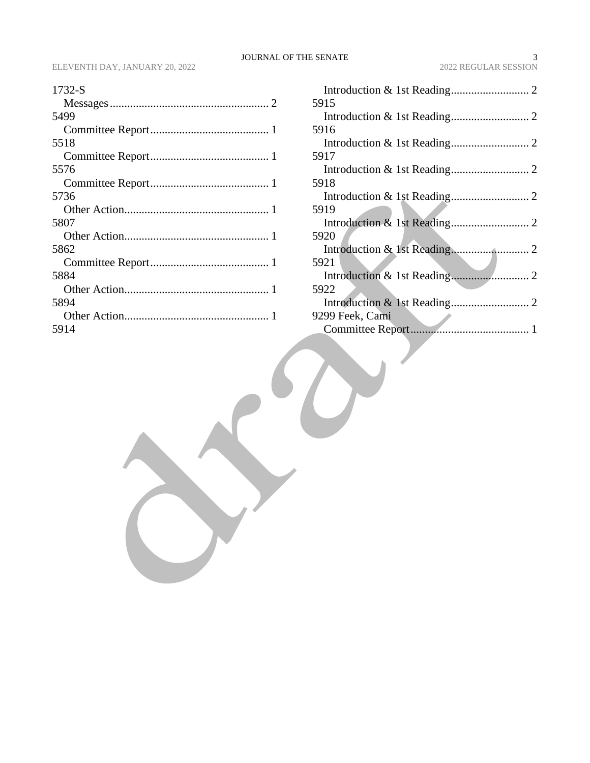1732-S
  Messages....................................................... 2
5499
  Committee Report......................................... 1
5518
  Committee Report......................................... 1
5576
  Committee Report......................................... 1
5736
  Other Action.................................................. 1
5807
  Other Action.................................................. 1
5862
  Committee Report......................................... 1
5884
  Other Action.................................................. 1
5894
  Other Action.................................................. 1
5914
  Introduction & 1st Reading........................... 2
5915
  Introduction & 1st Reading........................... 2
5916
  Introduction & 1st Reading........................... 2
5917
  Introduction & 1st Reading........................... 2
5918
  Introduction & 1st Reading........................... 2
5919
  Introduction & 1st Reading........................... 2
5920
  Introduction & 1st Reading........................... 2
5921
  Introduction & 1st Reading........................... 2
5922
  Introduction & 1st Reading........................... 2
9299 Feek, Cami
  Committee Report......................................... 1